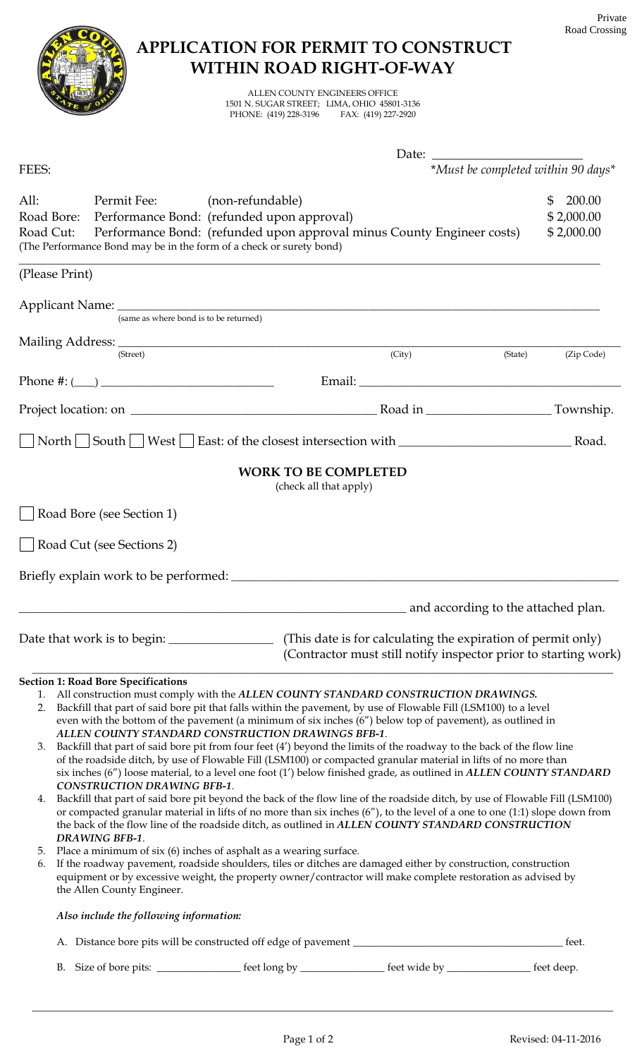Private
Road Crossing

# APPLICATION FOR PERMIT TO CONSTRUCT WITHIN ROAD RIGHT-OF-WAY

ALLEN COUNTY ENGINEERS OFFICE
1501 N. SUGAR STREET; LIMA, OHIO 45801-3136
PHONE: (419) 228-3196 FAX: (419) 227-2920

Date: ______________________
*Must be completed within 90 days*

FEES:

| | | |
|---|---|---|
| All: | Permit Fee: (non-refundable) | $ 200.00 |
| Road Bore: | Performance Bond: (refunded upon approval) | $ 2,000.00 |
| Road Cut: | Performance Bond: (refunded upon approval minus County Engineer costs) | $ 2,000.00 |

(The Performance Bond may be in the form of a check or surety bond)

(Please Print)

Applicant Name: ____________________________________________
(same as where bond is to be returned)

Mailing Address: ____________________________________________
(Street) (City) (State) (Zip Code)

Phone #: (___) ______________________ Email: ______________________________

Project location: on ______________________________ Road in ________________ Township.

☐ North ☐ South ☐ West ☐ East: of the closest intersection with ______________________ Road.

### WORK TO BE COMPLETED
(check all that apply)

☐ Road Bore (see Section 1)

☐ Road Cut (see Sections 2)

Briefly explain work to be performed: ____________________________________________

____________________________________________ and according to the attached plan.

Date that work is to begin: ______________ (This date is for calculating the expiration of permit only) (Contractor must still notify inspector prior to starting work)

**Section 1: Road Bore Specifications**

1. All construction must comply with the ***ALLEN COUNTY STANDARD CONSTRUCTION DRAWINGS.***
2. Backfill that part of said bore pit that falls within the pavement, by use of Flowable Fill (LSM100) to a level even with the bottom of the pavement (a minimum of six inches (6") below top of pavement), as outlined in ***ALLEN COUNTY STANDARD CONSTRUCTION DRAWINGS BFB-1***.
3. Backfill that part of said bore pit from four feet (4') beyond the limits of the roadway to the back of the flow line of the roadside ditch, by use of Flowable Fill (LSM100) or compacted granular material in lifts of no more than six inches (6") loose material, to a level one foot (1') below finished grade, as outlined in ***ALLEN COUNTY STANDARD CONSTRUCTION DRAWING BFB-1***.
4. Backfill that part of said bore pit beyond the back of the flow line of the roadside ditch, by use of Flowable Fill (LSM100) or compacted granular material in lifts of no more than six inches (6"), to the level of a one to one (1:1) slope down from the back of the flow line of the roadside ditch, as outlined in ***ALLEN COUNTY STANDARD CONSTRUCTION DRAWING BFB-1***.
5. Place a minimum of six (6) inches of asphalt as a wearing surface.
6. If the roadway pavement, roadside shoulders, tiles or ditches are damaged either by construction, construction equipment or by excessive weight, the property owner/contractor will make complete restoration as advised by the Allen County Engineer.

***Also include the following information:***

A. Distance bore pits will be constructed off edge of pavement ______________________ feet.

B. Size of bore pits: ____________ feet long by ____________ feet wide by ____________ feet deep.

Revised: 04-11-2016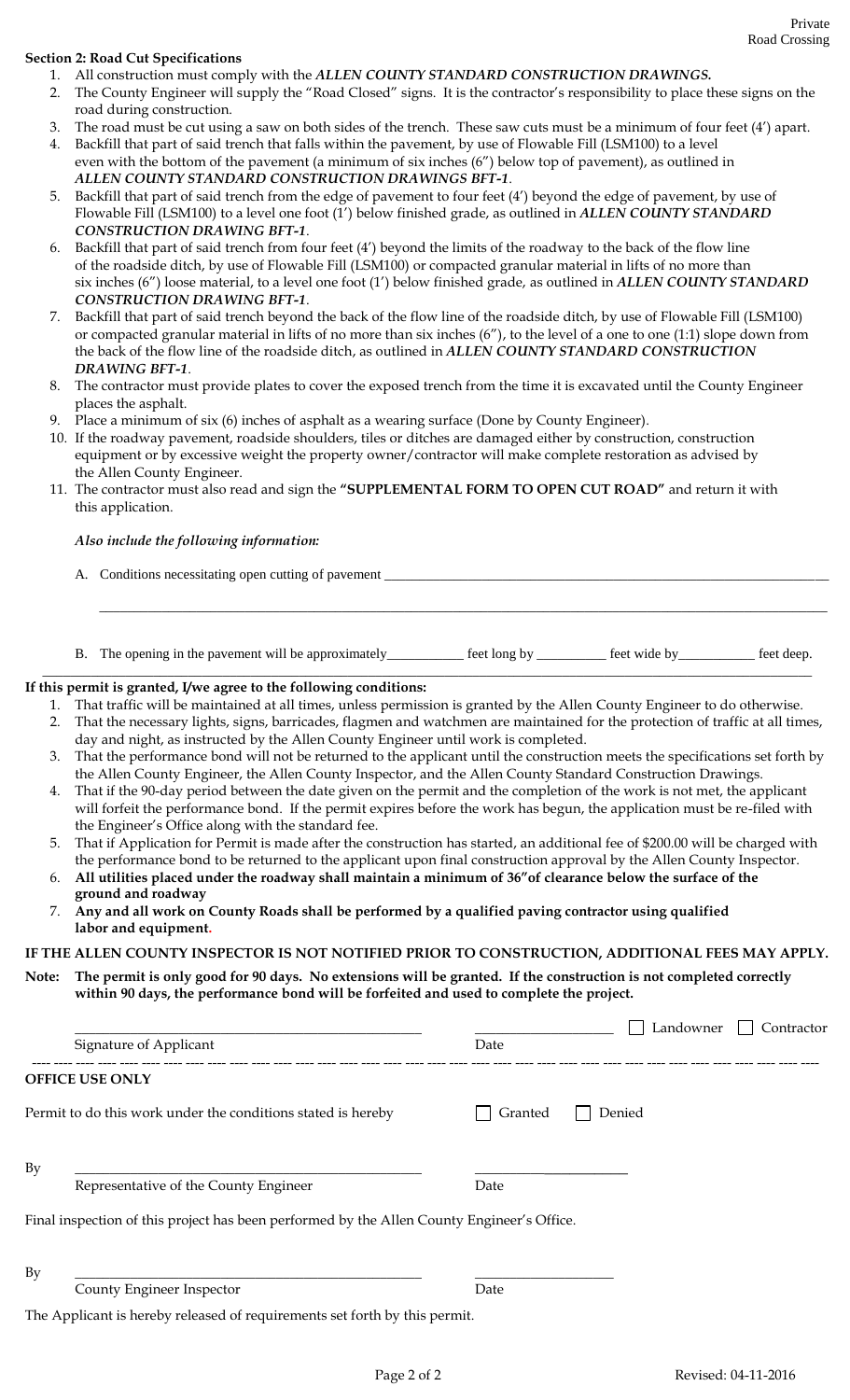Private
Road Crossing

**Section 2: Road Cut Specifications**

1. All construction must comply with the ***ALLEN COUNTY STANDARD CONSTRUCTION DRAWINGS.***
2. The County Engineer will supply the "Road Closed" signs. It is the contractor's responsibility to place these signs on the road during construction.
3. The road must be cut using a saw on both sides of the trench. These saw cuts must be a minimum of four feet (4') apart.
4. Backfill that part of said trench that falls within the pavement, by use of Flowable Fill (LSM100) to a level even with the bottom of the pavement (a minimum of six inches (6") below top of pavement), as outlined in ***ALLEN COUNTY STANDARD CONSTRUCTION DRAWINGS BFT-1***.
5. Backfill that part of said trench from the edge of pavement to four feet (4') beyond the edge of pavement, by use of Flowable Fill (LSM100) to a level one foot (1') below finished grade, as outlined in ***ALLEN COUNTY STANDARD CONSTRUCTION DRAWING BFT-1***.
6. Backfill that part of said trench from four feet (4') beyond the limits of the roadway to the back of the flow line of the roadside ditch, by use of Flowable Fill (LSM100) or compacted granular material in lifts of no more than six inches (6") loose material, to a level one foot (1') below finished grade, as outlined in ***ALLEN COUNTY STANDARD CONSTRUCTION DRAWING BFT-1***.
7. Backfill that part of said trench beyond the back of the flow line of the roadside ditch, by use of Flowable Fill (LSM100) or compacted granular material in lifts of no more than six inches (6"), to the level of a one to one (1:1) slope down from the back of the flow line of the roadside ditch, as outlined in ***ALLEN COUNTY STANDARD CONSTRUCTION DRAWING BFT-1***.
8. The contractor must provide plates to cover the exposed trench from the time it is excavated until the County Engineer places the asphalt.
9. Place a minimum of six (6) inches of asphalt as a wearing surface (Done by County Engineer).
10. If the roadway pavement, roadside shoulders, tiles or ditches are damaged either by construction, construction equipment or by excessive weight the property owner/contractor will make complete restoration as advised by the Allen County Engineer.
11. The contractor must also read and sign the **"SUPPLEMENTAL FORM TO OPEN CUT ROAD"** and return it with this application.

***Also include the following information:***

A. Conditions necessitating open cutting of pavement ______________________________________________

______________________________________________________________________________

B. The opening in the pavement will be approximately__________ feet long by __________ feet wide by__________ feet deep.

**If this permit is granted, I/we agree to the following conditions:**

1. That traffic will be maintained at all times, unless permission is granted by the Allen County Engineer to do otherwise.
2. That the necessary lights, signs, barricades, flagmen and watchmen are maintained for the protection of traffic at all times, day and night, as instructed by the Allen County Engineer until work is completed.
3. That the performance bond will not be returned to the applicant until the construction meets the specifications set forth by the Allen County Engineer, the Allen County Inspector, and the Allen County Standard Construction Drawings.
4. That if the 90-day period between the date given on the permit and the completion of the work is not met, the applicant will forfeit the performance bond. If the permit expires before the work has begun, the application must be re-filed with the Engineer's Office along with the standard fee.
5. That if Application for Permit is made after the construction has started, an additional fee of $200.00 will be charged with the performance bond to be returned to the applicant upon final construction approval by the Allen County Inspector.
6. **All utilities placed under the roadway shall maintain a minimum of 36"of clearance below the surface of the ground and roadway**
7. **Any and all work on County Roads shall be performed by a qualified paving contractor using qualified labor and equipment.**

**IF THE ALLEN COUNTY INSPECTOR IS NOT NOTIFIED PRIOR TO CONSTRUCTION, ADDITIONAL FEES MAY APPLY.**

**Note: The permit is only good for 90 days. No extensions will be granted. If the construction is not completed correctly within 90 days, the performance bond will be forfeited and used to complete the project.**

______________________________ ______________ ☐ Landowner ☐ Contractor
Signature of Applicant Date

---

**OFFICE USE ONLY**

Permit to do this work under the conditions stated is hereby ☐ Granted ☐ Denied

By ______________________________ ______________
Representative of the County Engineer Date

Final inspection of this project has been performed by the Allen County Engineer's Office.

By ______________________________ ______________
County Engineer Inspector Date

The Applicant is hereby released of requirements set forth by this permit.

Revised: 04-11-2016